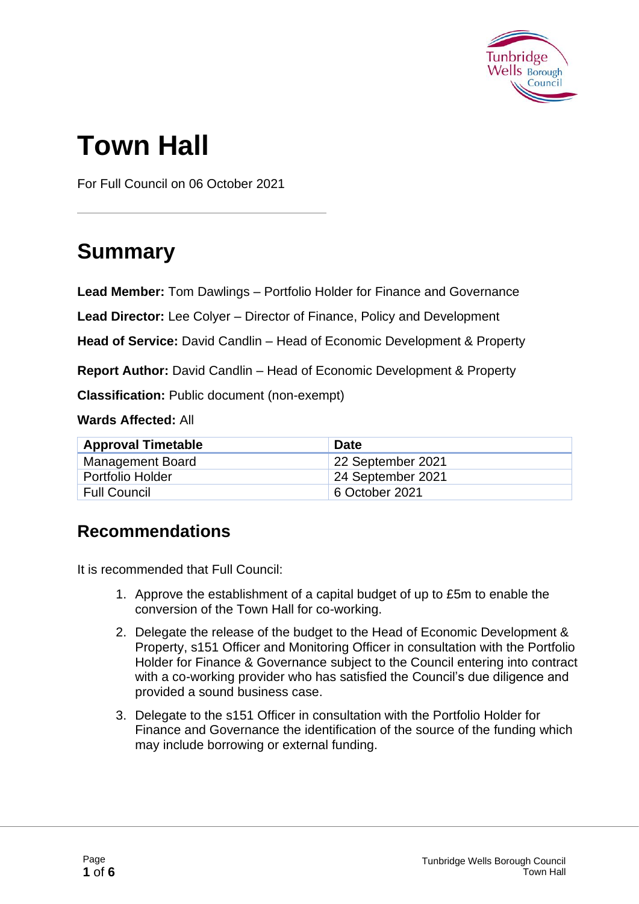# Town Hall

For Full Council on 06 October 2021

## Summary

**Lead Member:** Tom Dawlings – Portfolio Holder for Finance and Governance

**Lead Director:** Lee Colyer – Director of Finance, Policy and Development

**Head of Service:** David Candlin – Head of Economic Development & Property

**Report Author:** David Candlin – Head of Economic Development & Property

**Classification:** Public document (non-exempt)

**Wards Affected:** All

| Approval Timetable | Date |
|---|---|
| Management Board | 22 September 2021 |
| Portfolio Holder | 24 September 2021 |
| Full Council | 6 October 2021 |

### Recommendations

It is recommended that Full Council:

1. Approve the establishment of a capital budget of up to £5m to enable the conversion of the Town Hall for co-working.
2. Delegate the release of the budget to the Head of Economic Development & Property, s151 Officer and Monitoring Officer in consultation with the Portfolio Holder for Finance & Governance subject to the Council entering into contract with a co-working provider who has satisfied the Council's due diligence and provided a sound business case.
3. Delegate to the s151 Officer in consultation with the Portfolio Holder for Finance and Governance the identification of the source of the funding which may include borrowing or external funding.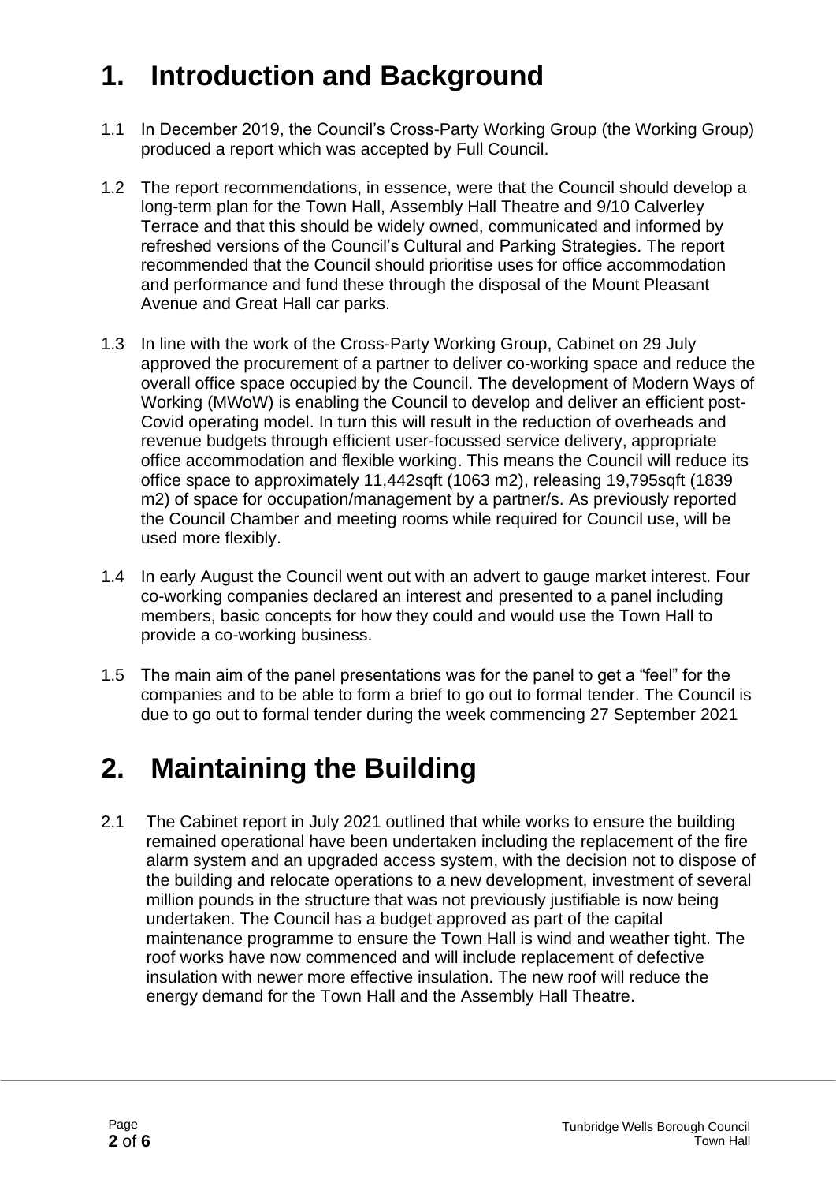# 1. Introduction and Background

1.1 In December 2019, the Council's Cross-Party Working Group (the Working Group) produced a report which was accepted by Full Council.

1.2 The report recommendations, in essence, were that the Council should develop a long-term plan for the Town Hall, Assembly Hall Theatre and 9/10 Calverley Terrace and that this should be widely owned, communicated and informed by refreshed versions of the Council's Cultural and Parking Strategies. The report recommended that the Council should prioritise uses for office accommodation and performance and fund these through the disposal of the Mount Pleasant Avenue and Great Hall car parks.

1.3 In line with the work of the Cross-Party Working Group, Cabinet on 29 July approved the procurement of a partner to deliver co-working space and reduce the overall office space occupied by the Council. The development of Modern Ways of Working (MWoW) is enabling the Council to develop and deliver an efficient post-Covid operating model. In turn this will result in the reduction of overheads and revenue budgets through efficient user-focussed service delivery, appropriate office accommodation and flexible working. This means the Council will reduce its office space to approximately 11,442sqft (1063 m2), releasing 19,795sqft (1839 m2) of space for occupation/management by a partner/s. As previously reported the Council Chamber and meeting rooms while required for Council use, will be used more flexibly.

1.4 In early August the Council went out with an advert to gauge market interest. Four co-working companies declared an interest and presented to a panel including members, basic concepts for how they could and would use the Town Hall to provide a co-working business.

1.5 The main aim of the panel presentations was for the panel to get a "feel" for the companies and to be able to form a brief to go out to formal tender. The Council is due to go out to formal tender during the week commencing 27 September 2021

# 2. Maintaining the Building

2.1 The Cabinet report in July 2021 outlined that while works to ensure the building remained operational have been undertaken including the replacement of the fire alarm system and an upgraded access system, with the decision not to dispose of the building and relocate operations to a new development, investment of several million pounds in the structure that was not previously justifiable is now being undertaken. The Council has a budget approved as part of the capital maintenance programme to ensure the Town Hall is wind and weather tight. The roof works have now commenced and will include replacement of defective insulation with newer more effective insulation. The new roof will reduce the energy demand for the Town Hall and the Assembly Hall Theatre.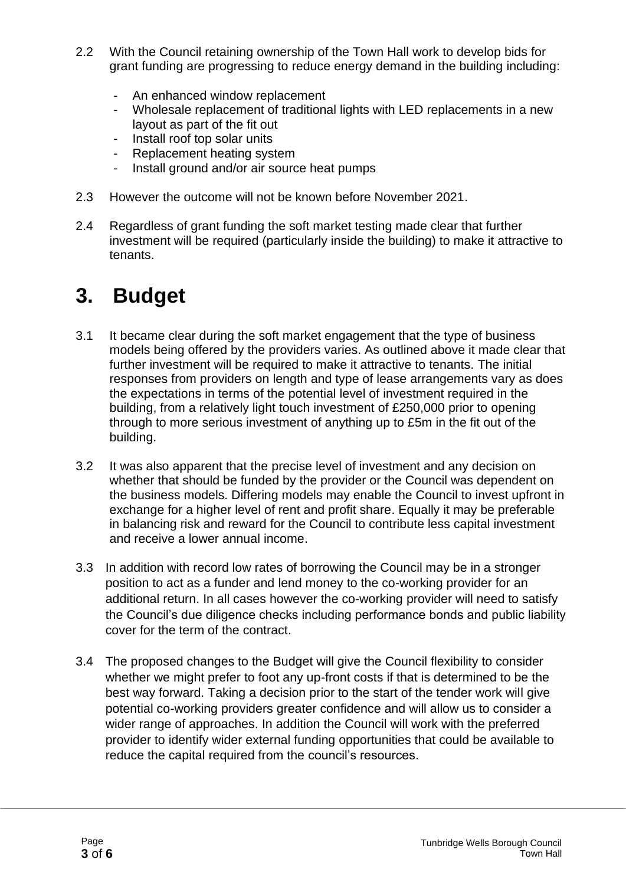2.2 With the Council retaining ownership of the Town Hall work to develop bids for grant funding are progressing to reduce energy demand in the building including:

- An enhanced window replacement
- Wholesale replacement of traditional lights with LED replacements in a new layout as part of the fit out
- Install roof top solar units
- Replacement heating system
- Install ground and/or air source heat pumps

2.3 However the outcome will not be known before November 2021.

2.4 Regardless of grant funding the soft market testing made clear that further investment will be required (particularly inside the building) to make it attractive to tenants.

# 3. Budget

3.1 It became clear during the soft market engagement that the type of business models being offered by the providers varies. As outlined above it made clear that further investment will be required to make it attractive to tenants. The initial responses from providers on length and type of lease arrangements vary as does the expectations in terms of the potential level of investment required in the building, from a relatively light touch investment of £250,000 prior to opening through to more serious investment of anything up to £5m in the fit out of the building.

3.2 It was also apparent that the precise level of investment and any decision on whether that should be funded by the provider or the Council was dependent on the business models. Differing models may enable the Council to invest upfront in exchange for a higher level of rent and profit share. Equally it may be preferable in balancing risk and reward for the Council to contribute less capital investment and receive a lower annual income.

3.3 In addition with record low rates of borrowing the Council may be in a stronger position to act as a funder and lend money to the co-working provider for an additional return. In all cases however the co-working provider will need to satisfy the Council's due diligence checks including performance bonds and public liability cover for the term of the contract.

3.4 The proposed changes to the Budget will give the Council flexibility to consider whether we might prefer to foot any up-front costs if that is determined to be the best way forward. Taking a decision prior to the start of the tender work will give potential co-working providers greater confidence and will allow us to consider a wider range of approaches. In addition the Council will work with the preferred provider to identify wider external funding opportunities that could be available to reduce the capital required from the council's resources.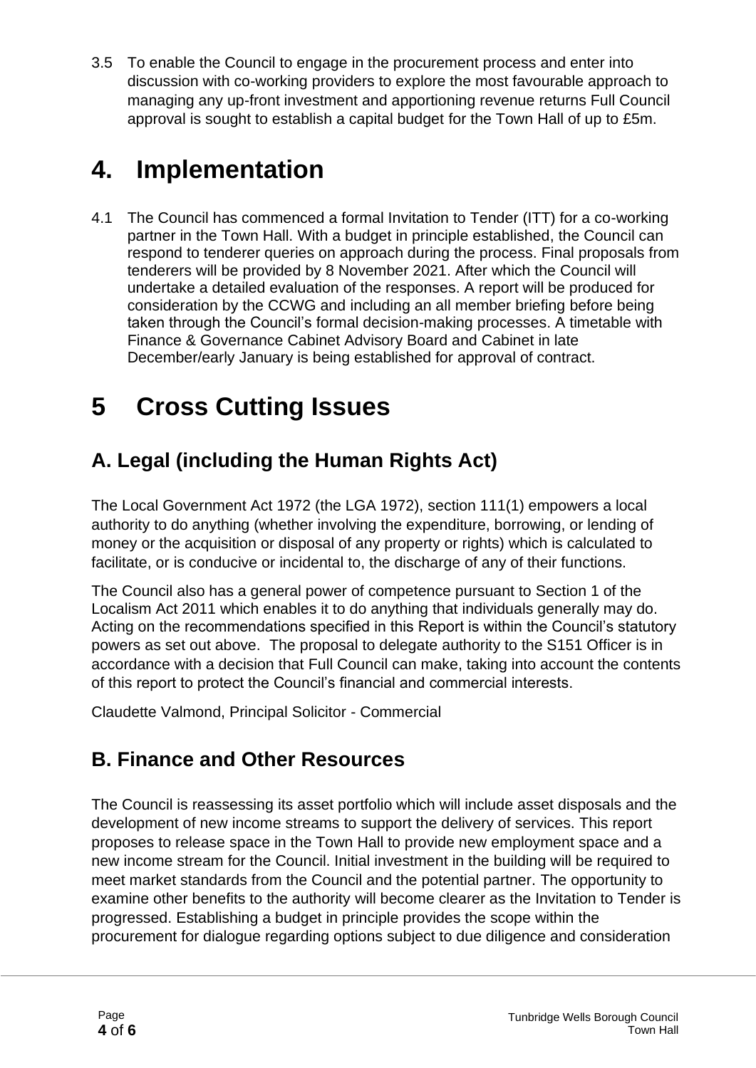3.5 To enable the Council to engage in the procurement process and enter into discussion with co-working providers to explore the most favourable approach to managing any up-front investment and apportioning revenue returns Full Council approval is sought to establish a capital budget for the Town Hall of up to £5m.

# 4. Implementation

4.1 The Council has commenced a formal Invitation to Tender (ITT) for a co-working partner in the Town Hall. With a budget in principle established, the Council can respond to tenderer queries on approach during the process. Final proposals from tenderers will be provided by 8 November 2021. After which the Council will undertake a detailed evaluation of the responses. A report will be produced for consideration by the CCWG and including an all member briefing before being taken through the Council's formal decision-making processes. A timetable with Finance & Governance Cabinet Advisory Board and Cabinet in late December/early January is being established for approval of contract.

# 5 Cross Cutting Issues

## A. Legal (including the Human Rights Act)

The Local Government Act 1972 (the LGA 1972), section 111(1) empowers a local authority to do anything (whether involving the expenditure, borrowing, or lending of money or the acquisition or disposal of any property or rights) which is calculated to facilitate, or is conducive or incidental to, the discharge of any of their functions.

The Council also has a general power of competence pursuant to Section 1 of the Localism Act 2011 which enables it to do anything that individuals generally may do. Acting on the recommendations specified in this Report is within the Council's statutory powers as set out above. The proposal to delegate authority to the S151 Officer is in accordance with a decision that Full Council can make, taking into account the contents of this report to protect the Council's financial and commercial interests.

Claudette Valmond, Principal Solicitor - Commercial

## B. Finance and Other Resources

The Council is reassessing its asset portfolio which will include asset disposals and the development of new income streams to support the delivery of services. This report proposes to release space in the Town Hall to provide new employment space and a new income stream for the Council. Initial investment in the building will be required to meet market standards from the Council and the potential partner. The opportunity to examine other benefits to the authority will become clearer as the Invitation to Tender is progressed. Establishing a budget in principle provides the scope within the procurement for dialogue regarding options subject to due diligence and consideration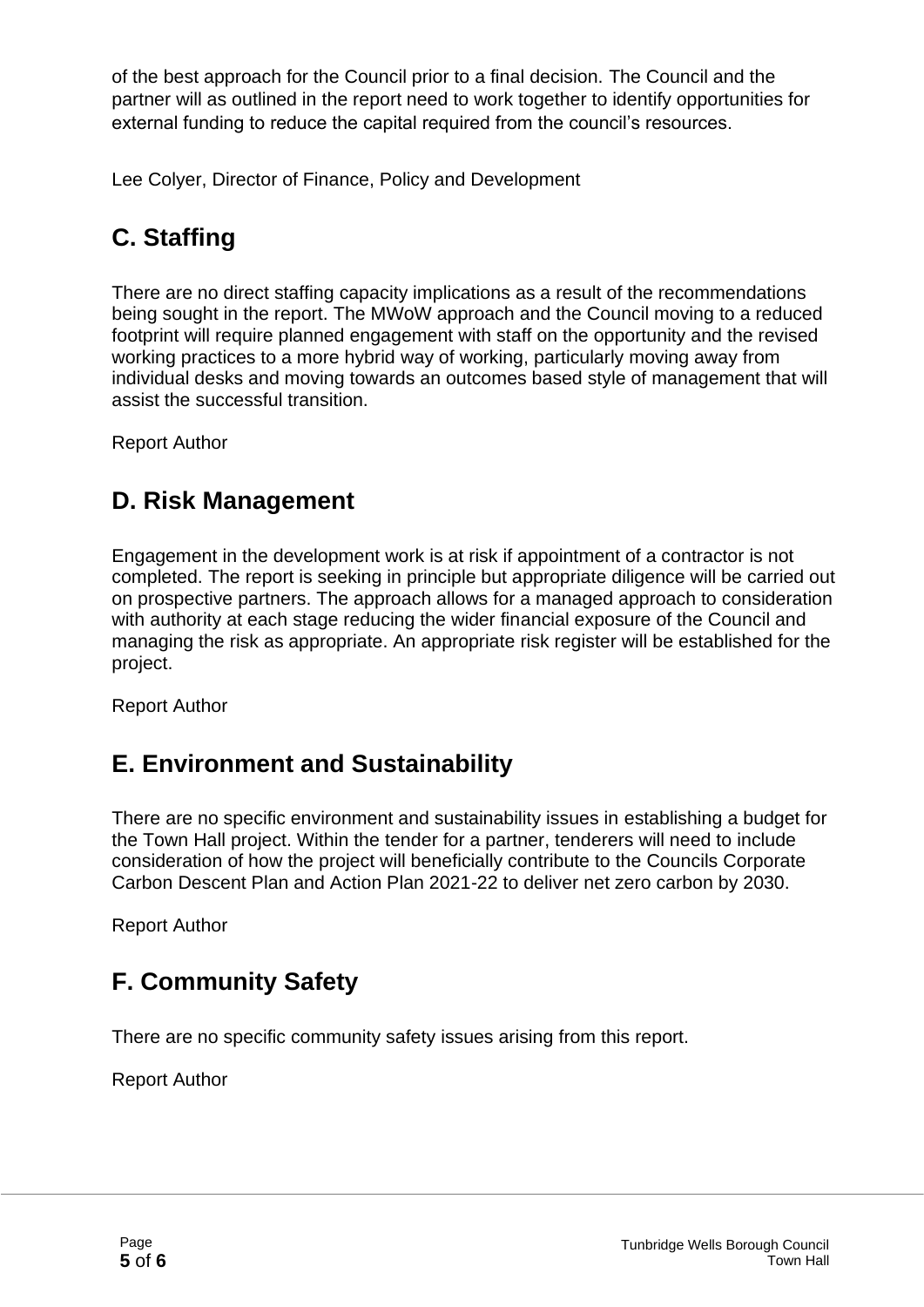of the best approach for the Council prior to a final decision. The Council and the partner will as outlined in the report need to work together to identify opportunities for external funding to reduce the capital required from the council's resources.

Lee Colyer, Director of Finance, Policy and Development

## C. Staffing

There are no direct staffing capacity implications as a result of the recommendations being sought in the report. The MWoW approach and the Council moving to a reduced footprint will require planned engagement with staff on the opportunity and the revised working practices to a more hybrid way of working, particularly moving away from individual desks and moving towards an outcomes based style of management that will assist the successful transition.

Report Author

## D. Risk Management

Engagement in the development work is at risk if appointment of a contractor is not completed. The report is seeking in principle but appropriate diligence will be carried out on prospective partners. The approach allows for a managed approach to consideration with authority at each stage reducing the wider financial exposure of the Council and managing the risk as appropriate. An appropriate risk register will be established for the project.

Report Author

## E. Environment and Sustainability

There are no specific environment and sustainability issues in establishing a budget for the Town Hall project. Within the tender for a partner, tenderers will need to include consideration of how the project will beneficially contribute to the Councils Corporate Carbon Descent Plan and Action Plan 2021-22 to deliver net zero carbon by 2030.

Report Author

## F. Community Safety

There are no specific community safety issues arising from this report.

Report Author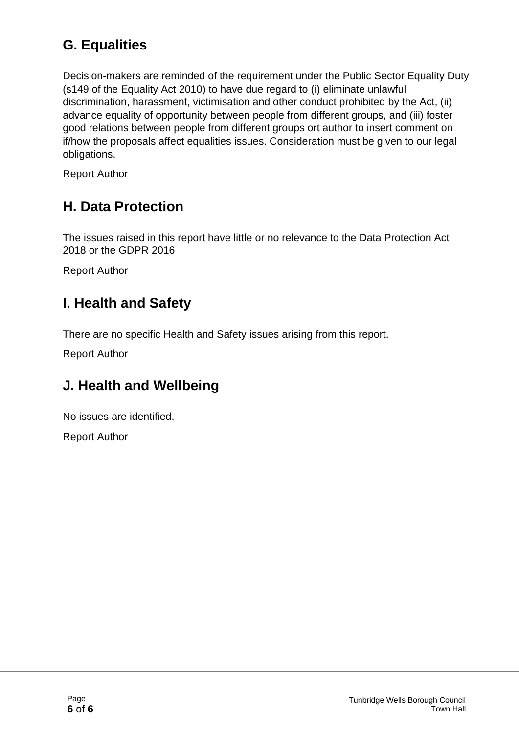## G. Equalities

Decision-makers are reminded of the requirement under the Public Sector Equality Duty (s149 of the Equality Act 2010) to have due regard to (i) eliminate unlawful discrimination, harassment, victimisation and other conduct prohibited by the Act, (ii) advance equality of opportunity between people from different groups, and (iii) foster good relations between people from different groups ort author to insert comment on if/how the proposals affect equalities issues. Consideration must be given to our legal obligations.

Report Author

## H. Data Protection

The issues raised in this report have little or no relevance to the Data Protection Act 2018 or the GDPR 2016

Report Author

## I. Health and Safety

There are no specific Health and Safety issues arising from this report.

Report Author

## J. Health and Wellbeing

No issues are identified.

Report Author